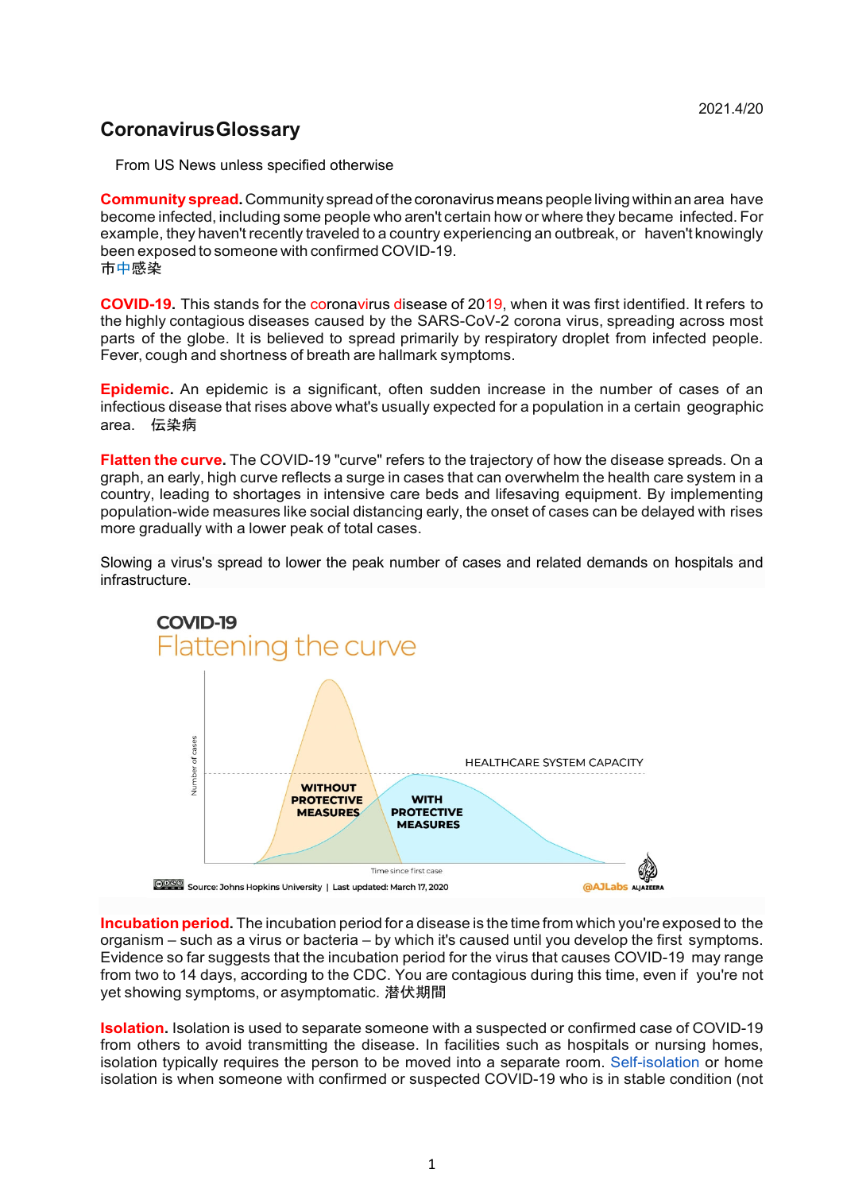2021.4/20

# Coronavirus Glossary

From US News unless specified otherwise

**Community spread.** Community spread of the coronavirus means people living within an area have become infected, including some people who aren't certain how or where they became infected. For example, they haven't recently traveled to a country experiencing an outbreak, or haven't knowingly been exposed to someone with confirmed COVID-19.
市中感染

**COVID-19.** This stands for the coronavirus disease of 2019, when it was first identified. It refers to the highly contagious diseases caused by the SARS-CoV-2 corona virus, spreading across most parts of the globe. It is believed to spread primarily by respiratory droplet from infected people. Fever, cough and shortness of breath are hallmark symptoms.

**Epidemic.** An epidemic is a significant, often sudden increase in the number of cases of an infectious disease that rises above what's usually expected for a population in a certain geographic area. 伝染病

**Flatten the curve.** The COVID-19 "curve" refers to the trajectory of how the disease spreads. On a graph, an early, high curve reflects a surge in cases that can overwhelm the health care system in a country, leading to shortages in intensive care beds and lifesaving equipment. By implementing population-wide measures like social distancing early, the onset of cases can be delayed with rises more gradually with a lower peak of total cases.

Slowing a virus's spread to lower the peak number of cases and related demands on hospitals and infrastructure.

**Incubation period.** The incubation period for a disease is the time from which you're exposed to the organism – such as a virus or bacteria – by which it's caused until you develop the first symptoms. Evidence so far suggests that the incubation period for the virus that causes COVID-19 may range from two to 14 days, according to the CDC. You are contagious during this time, even if you're not yet showing symptoms, or asymptomatic. 潜伏期間

**Isolation.** Isolation is used to separate someone with a suspected or confirmed case of COVID-19 from others to avoid transmitting the disease. In facilities such as hospitals or nursing homes, isolation typically requires the person to be moved into a separate room. Self-isolation or home isolation is when someone with confirmed or suspected COVID-19 who is in stable condition (not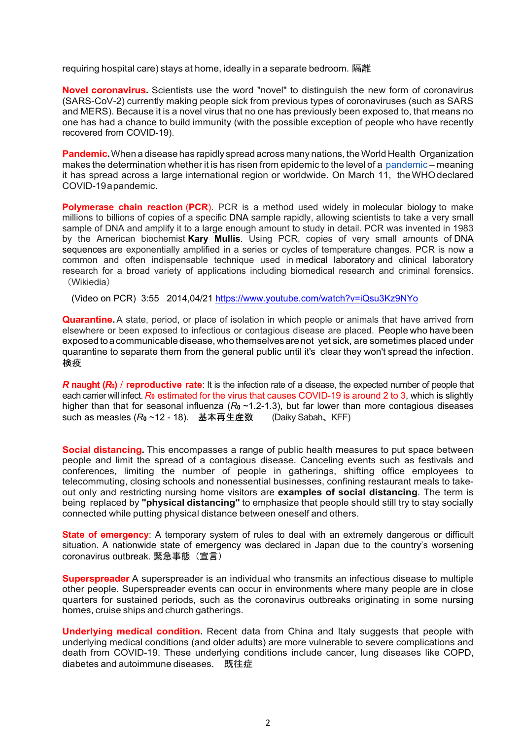requiring hospital care) stays at home, ideally in a separate bedroom. 隔離

**Novel coronavirus.** Scientists use the word "novel" to distinguish the new form of coronavirus (SARS-CoV-2) currently making people sick from previous types of coronaviruses (such as SARS and MERS). Because it is a novel virus that no one has previously been exposed to, that means no one has had a chance to build immunity (with the possible exception of people who have recently recovered from COVID-19).

**Pandemic.** When a disease has rapidly spread across many nations, the World Health Organization makes the determination whether it is has risen from epidemic to the level of a pandemic – meaning it has spread across a large international region or worldwide. On March 11, the WHO declared COVID-19 a pandemic.

**Polymerase chain reaction (PCR).** PCR is a method used widely in molecular biology to make millions to billions of copies of a specific DNA sample rapidly, allowing scientists to take a very small sample of DNA and amplify it to a large enough amount to study in detail. PCR was invented in 1983 by the American biochemist **Kary Mullis**. Using PCR, copies of very small amounts of DNA sequences are exponentially amplified in a series or cycles of temperature changes. PCR is now a common and often indispensable technique used in medical laboratory and clinical laboratory research for a broad variety of applications including biomedical research and criminal forensics. （Wikiedia）

(Video on PCR) 3:55 2014,04/21 https://www.youtube.com/watch?v=iQsu3Kz9NYo

**Quarantine.** A state, period, or place of isolation in which people or animals that have arrived from elsewhere or been exposed to infectious or contagious disease are placed. People who have been exposed to a communicable disease, who themselves are not yet sick, are sometimes placed under quarantine to separate them from the general public until it's clear they won't spread the infection. 検疫

**R naught ($R_0$) / reproductive rate**: It is the infection rate of a disease, the expected number of people that each carrier will infect. $R_0$ estimated for the virus that causes COVID-19 is around 2 to 3, which is slightly higher than that for seasonal influenza ($R_0$ ~1.2-1.3), but far lower than more contagious diseases such as measles ($R_0$ ~12 - 18). 基本再生産数 (Daiky Sabah、KFF)

**Social distancing.** This encompasses a range of public health measures to put space between people and limit the spread of a contagious disease. Canceling events such as festivals and conferences, limiting the number of people in gatherings, shifting office employees to telecommuting, closing schools and nonessential businesses, confining restaurant meals to take-out only and restricting nursing home visitors are **examples of social distancing**. The term is being replaced by **"physical distancing"** to emphasize that people should still try to stay socially connected while putting physical distance between oneself and others.

**State of emergency**: A temporary system of rules to deal with an extremely dangerous or difficult situation. A nationwide state of emergency was declared in Japan due to the country's worsening coronavirus outbreak. 緊急事態（宣言）

**Superspreader** A superspreader is an individual who transmits an infectious disease to multiple other people. Superspreader events can occur in environments where many people are in close quarters for sustained periods, such as the coronavirus outbreaks originating in some nursing homes, cruise ships and church gatherings.

**Underlying medical condition.** Recent data from China and Italy suggests that people with underlying medical conditions (and older adults) are more vulnerable to severe complications and death from COVID-19. These underlying conditions include cancer, lung diseases like COPD, diabetes and autoimmune diseases. 既往症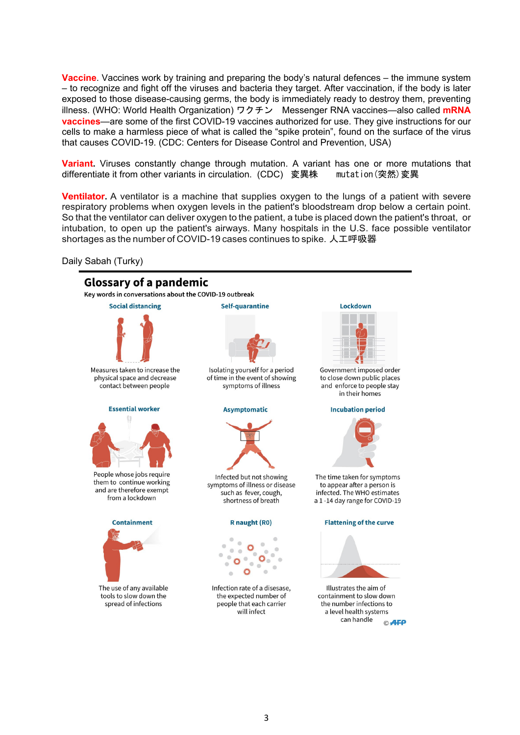**Vaccine**. Vaccines work by training and preparing the body's natural defences – the immune system – to recognize and fight off the viruses and bacteria they target. After vaccination, if the body is later exposed to those disease-causing germs, the body is immediately ready to destroy them, preventing illness. (WHO: World Health Organization) ワクチン　Messenger RNA vaccines—also called **mRNA vaccines**—are some of the first COVID-19 vaccines authorized for use. They give instructions for our cells to make a harmless piece of what is called the "spike protein", found on the surface of the virus that causes COVID-19. (CDC: Centers for Disease Control and Prevention, USA)

**Variant.** Viruses constantly change through mutation. A variant has one or more mutations that differentiate it from other variants in circulation. (CDC)　変異株　　mutation(突然)変異

**Ventilator.** A ventilator is a machine that supplies oxygen to the lungs of a patient with severe respiratory problems when oxygen levels in the patient's bloodstream drop below a certain point. So that the ventilator can deliver oxygen to the patient, a tube is placed down the patient's throat, or intubation, to open up the patient's airways. Many hospitals in the U.S. face possible ventilator shortages as the number of COVID-19 cases continues to spike. 人工呼吸器

Daily Sabah (Turky)

## Glossary of a pandemic

**Key words in conversations about the COVID-19 outbreak**

**Social distancing**
Measures taken to increase the physical space and decrease contact between people

**Self-quarantine**
Isolating yourself for a period of time in the event of showing symptoms of illness

**Lockdown**
Government imposed order to close down public places and enforce to people stay in their homes

**Essential worker**
People whose jobs require them to continue working and are therefore exempt from a lockdown

**Asymptomatic**
Infected but not showing symptoms of illness or disease such as fever, cough, shortness of breath

**Incubation period**
The time taken for symptoms to appear after a person is infected. The WHO estimates a 1 -14 day range for COVID-19

**Containment**
The use of any available tools to slow down the spread of infections

**R naught (R0)**
Infection rate of a disesase, the expected number of people that each carrier will infect

**Flattening of the curve**
Illustrates the aim of containment to slow down the number infections to a level health systems can handle

© AFP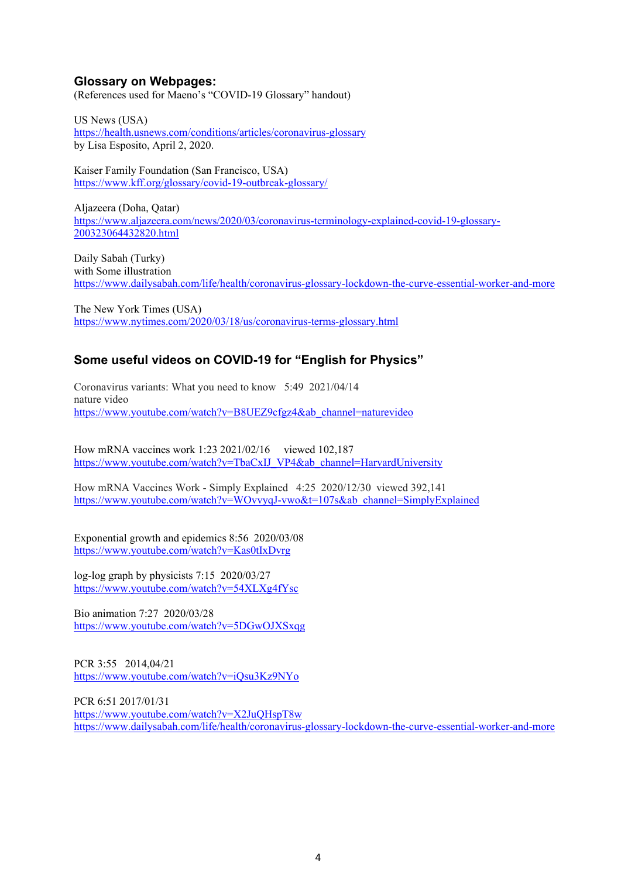## Glossary on Webpages:

(References used for Maeno's "COVID-19 Glossary" handout)

US News (USA)
https://health.usnews.com/conditions/articles/coronavirus-glossary
by Lisa Esposito, April 2, 2020.

Kaiser Family Foundation (San Francisco, USA)
https://www.kff.org/glossary/covid-19-outbreak-glossary/

Aljazeera (Doha, Qatar)
https://www.aljazeera.com/news/2020/03/coronavirus-terminology-explained-covid-19-glossary-200323064432820.html

Daily Sabah (Turky)
with Some illustration
https://www.dailysabah.com/life/health/coronavirus-glossary-lockdown-the-curve-essential-worker-and-more

The New York Times (USA)
https://www.nytimes.com/2020/03/18/us/coronavirus-terms-glossary.html

## Some useful videos on COVID-19 for "English for Physics"

Coronavirus variants: What you need to know 5:49 2021/04/14
nature video
https://www.youtube.com/watch?v=B8UEZ9cfgz4&ab_channel=naturevideo

How mRNA vaccines work 1:23 2021/02/16 viewed 102,187
https://www.youtube.com/watch?v=TbaCxIJ_VP4&ab_channel=HarvardUniversity

How mRNA Vaccines Work - Simply Explained 4:25 2020/12/30 viewed 392,141
https://www.youtube.com/watch?v=WOvvyqJ-vwo&t=107s&ab_channel=SimplyExplained

Exponential growth and epidemics 8:56 2020/03/08
https://www.youtube.com/watch?v=Kas0tIxDvrg

log-log graph by physicists 7:15 2020/03/27
https://www.youtube.com/watch?v=54XLXg4fYsc

Bio animation 7:27 2020/03/28
https://www.youtube.com/watch?v=5DGwOJXSxqg

PCR 3:55 2014,04/21
https://www.youtube.com/watch?v=iQsu3Kz9NYo

PCR 6:51 2017/01/31
https://www.youtube.com/watch?v=X2JuQHspT8w
https://www.dailysabah.com/life/health/coronavirus-glossary-lockdown-the-curve-essential-worker-and-more